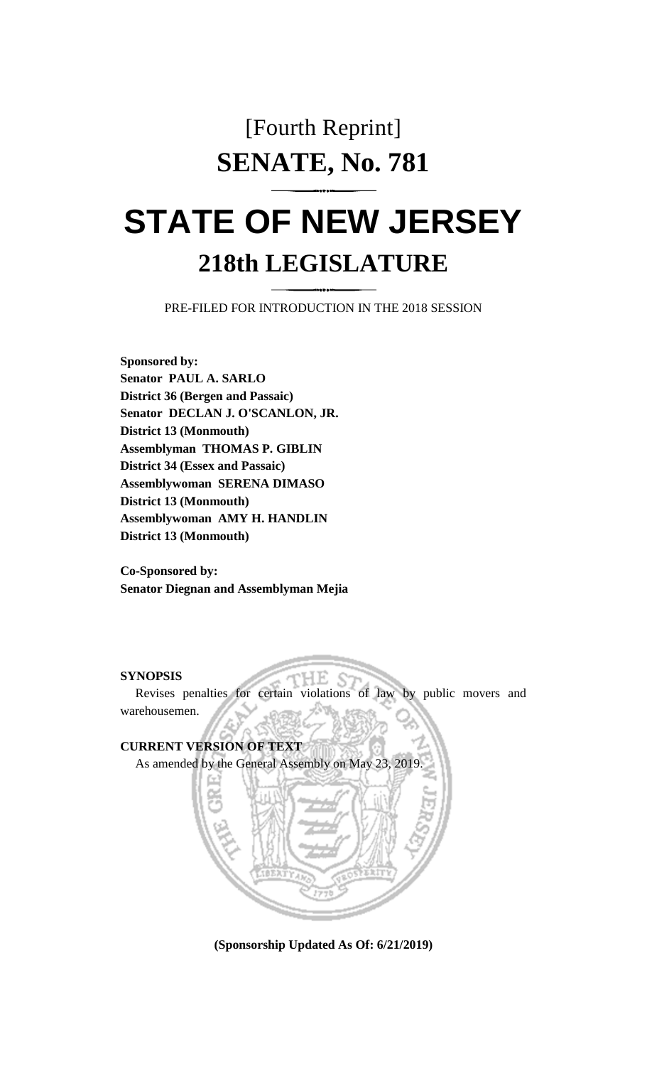[Fourth Reprint]

# SENATE, No. 781

# STATE OF NEW JERSEY

## 218th LEGISLATURE

PRE-FILED FOR INTRODUCTION IN THE 2018 SESSION

**Sponsored by:**
**Senator PAUL A. SARLO**
**District 36 (Bergen and Passaic)**
**Senator DECLAN J. O'SCANLON, JR.**
**District 13 (Monmouth)**
**Assemblyman THOMAS P. GIBLIN**
**District 34 (Essex and Passaic)**
**Assemblywoman SERENA DIMASO**
**District 13 (Monmouth)**
**Assemblywoman AMY H. HANDLIN**
**District 13 (Monmouth)**

**Co-Sponsored by:**
**Senator Diegnan and Assemblyman Mejia**

**SYNOPSIS**

Revises penalties for certain violations of law by public movers and warehousemen.

**CURRENT VERSION OF TEXT**

As amended by the General Assembly on May 23, 2019.

**(Sponsorship Updated As Of: 6/21/2019)**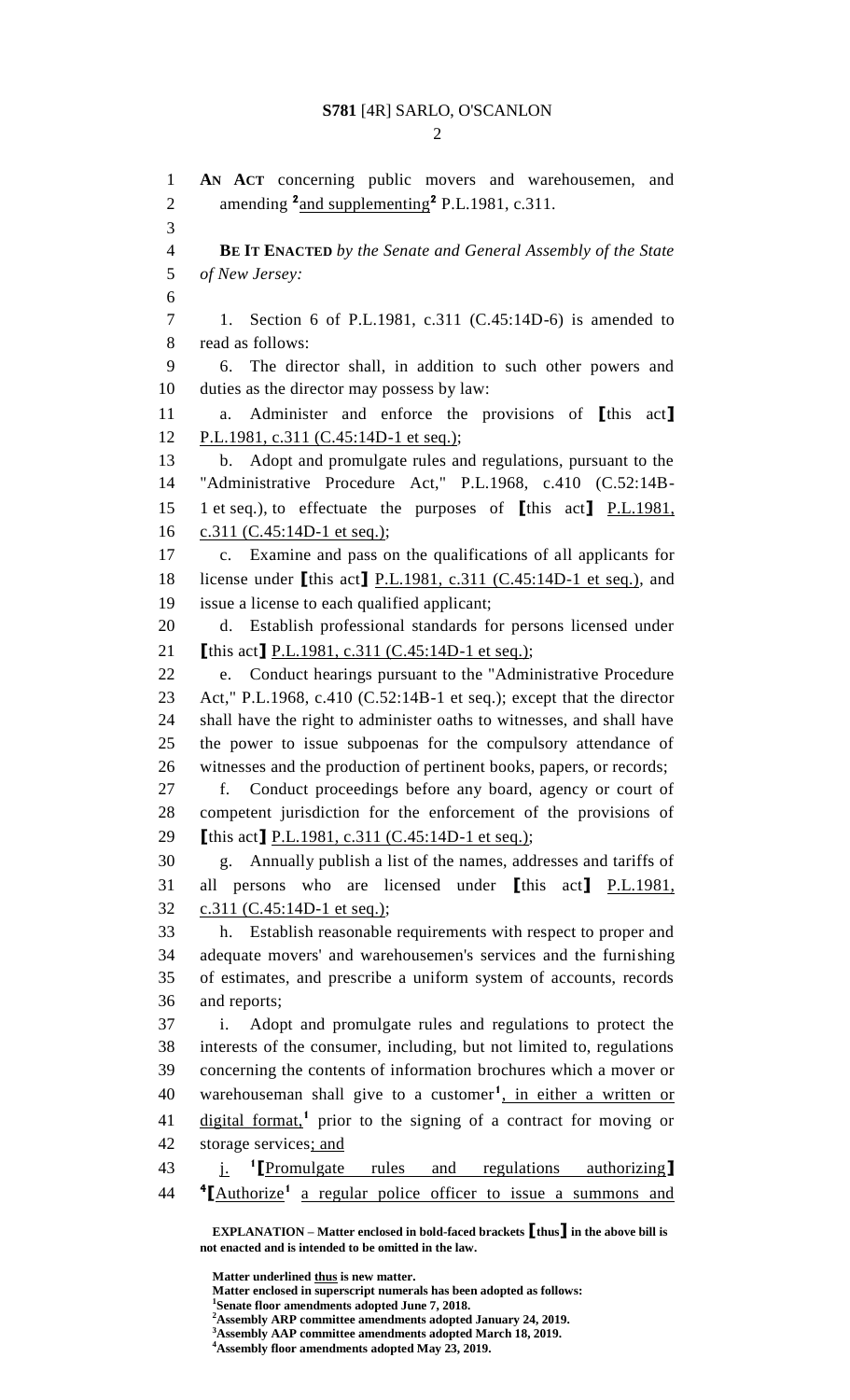**AN ACT** concerning public movers and warehousemen, and amending [2]and supplementing[2] P.L.1981, c.311.

**BE IT ENACTED** *by the Senate and General Assembly of the State of New Jersey:*

1. Section 6 of P.L.1981, c.311 (C.45:14D-6) is amended to read as follows:

6. The director shall, in addition to such other powers and duties as the director may possess by law:

a. Administer and enforce the provisions of [this act] P.L.1981, c.311 (C.45:14D-1 et seq.);

b. Adopt and promulgate rules and regulations, pursuant to the "Administrative Procedure Act," P.L.1968, c.410 (C.52:14B-1 et seq.), to effectuate the purposes of [this act] P.L.1981, c.311 (C.45:14D-1 et seq.);

c. Examine and pass on the qualifications of all applicants for license under [this act] P.L.1981, c.311 (C.45:14D-1 et seq.), and issue a license to each qualified applicant;

d. Establish professional standards for persons licensed under [this act] P.L.1981, c.311 (C.45:14D-1 et seq.);

e. Conduct hearings pursuant to the "Administrative Procedure Act," P.L.1968, c.410 (C.52:14B-1 et seq.); except that the director shall have the right to administer oaths to witnesses, and shall have the power to issue subpoenas for the compulsory attendance of witnesses and the production of pertinent books, papers, or records;

f. Conduct proceedings before any board, agency or court of competent jurisdiction for the enforcement of the provisions of [this act] P.L.1981, c.311 (C.45:14D-1 et seq.);

g. Annually publish a list of the names, addresses and tariffs of all persons who are licensed under [this act] P.L.1981, c.311 (C.45:14D-1 et seq.);

h. Establish reasonable requirements with respect to proper and adequate movers' and warehousemen's services and the furnishing of estimates, and prescribe a uniform system of accounts, records and reports;

i. Adopt and promulgate rules and regulations to protect the interests of the consumer, including, but not limited to, regulations concerning the contents of information brochures which a mover or warehouseman shall give to a customer[1], in either a written or digital format,[1] prior to the signing of a contract for moving or storage services; and

j. [1][Promulgate rules and regulations authorizing] [4][Authorize[1] a regular police officer to issue a summons and

**EXPLANATION – Matter enclosed in bold-faced brackets [thus] in the above bill is not enacted and is intended to be omitted in the law.**

**Matter underlined thus is new matter.**
**Matter enclosed in superscript numerals has been adopted as follows:**
[1]**Senate floor amendments adopted June 7, 2018.**
[2]**Assembly ARP committee amendments adopted January 24, 2019.**
[3]**Assembly AAP committee amendments adopted March 18, 2019.**
[4]**Assembly floor amendments adopted May 23, 2019.**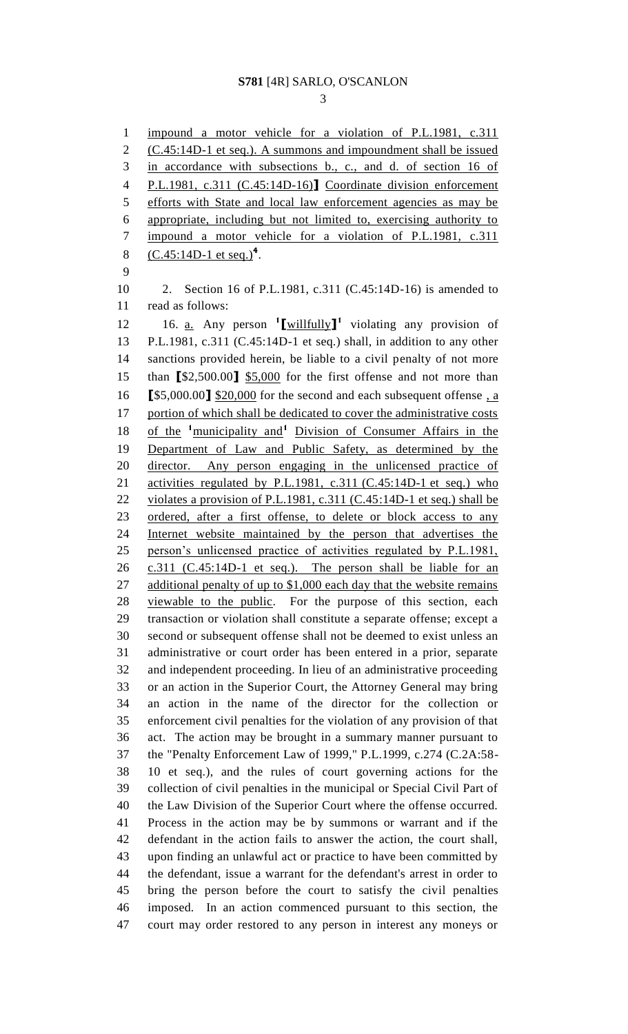impound a motor vehicle for a violation of P.L.1981, c.311 (C.45:14D-1 et seq.). A summons and impoundment shall be issued in accordance with subsections b., c., and d. of section 16 of P.L.1981, c.311 (C.45:14D-16)] Coordinate division enforcement efforts with State and local law enforcement agencies as may be appropriate, including but not limited to, exercising authority to impound a motor vehicle for a violation of P.L.1981, c.311 (C.45:14D-1 et seq.)[4].

2. Section 16 of P.L.1981, c.311 (C.45:14D-16) is amended to read as follows:

16. a. Any person [1][willfully][1] violating any provision of P.L.1981, c.311 (C.45:14D-1 et seq.) shall, in addition to any other sanctions provided herein, be liable to a civil penalty of not more than [$2,500.00] $5,000 for the first offense and not more than [$5,000.00] $20,000 for the second and each subsequent offense , a portion of which shall be dedicated to cover the administrative costs of the [1]municipality and[1] Division of Consumer Affairs in the Department of Law and Public Safety, as determined by the director. Any person engaging in the unlicensed practice of activities regulated by P.L.1981, c.311 (C.45:14D-1 et seq.) who violates a provision of P.L.1981, c.311 (C.45:14D-1 et seq.) shall be ordered, after a first offense, to delete or block access to any Internet website maintained by the person that advertises the person's unlicensed practice of activities regulated by P.L.1981, c.311 (C.45:14D-1 et seq.). The person shall be liable for an additional penalty of up to $1,000 each day that the website remains viewable to the public. For the purpose of this section, each transaction or violation shall constitute a separate offense; except a second or subsequent offense shall not be deemed to exist unless an administrative or court order has been entered in a prior, separate and independent proceeding. In lieu of an administrative proceeding or an action in the Superior Court, the Attorney General may bring an action in the name of the director for the collection or enforcement civil penalties for the violation of any provision of that act. The action may be brought in a summary manner pursuant to the "Penalty Enforcement Law of 1999," P.L.1999, c.274 (C.2A:58-10 et seq.), and the rules of court governing actions for the collection of civil penalties in the municipal or Special Civil Part of the Law Division of the Superior Court where the offense occurred. Process in the action may be by summons or warrant and if the defendant in the action fails to answer the action, the court shall, upon finding an unlawful act or practice to have been committed by the defendant, issue a warrant for the defendant's arrest in order to bring the person before the court to satisfy the civil penalties imposed. In an action commenced pursuant to this section, the court may order restored to any person in interest any moneys or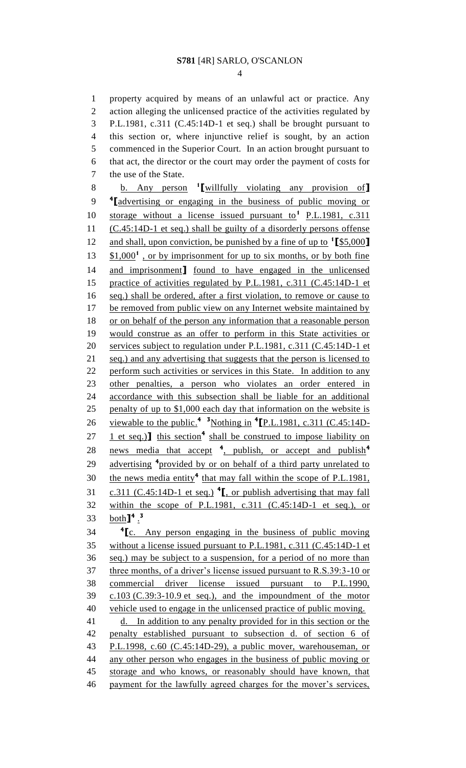property acquired by means of an unlawful act or practice. Any action alleging the unlicensed practice of the activities regulated by P.L.1981, c.311 (C.45:14D-1 et seq.) shall be brought pursuant to this section or, where injunctive relief is sought, by an action commenced in the Superior Court. In an action brought pursuant to that act, the director or the court may order the payment of costs for the use of the State.

b. Any person [1][willfully violating any provision of] [4][advertising or engaging in the business of public moving or storage without a license issued pursuant to[1] P.L.1981, c.311 (C.45:14D-1 et seq.) shall be guilty of a disorderly persons offense and shall, upon conviction, be punished by a fine of up to [1][$5,000] $1,000[1] , or by imprisonment for up to six months, or by both fine and imprisonment] found to have engaged in the unlicensed practice of activities regulated by P.L.1981, c.311 (C.45:14D-1 et seq.) shall be ordered, after a first violation, to remove or cause to be removed from public view on any Internet website maintained by or on behalf of the person any information that a reasonable person would construe as an offer to perform in this State activities or services subject to regulation under P.L.1981, c.311 (C.45:14D-1 et seq.) and any advertising that suggests that the person is licensed to perform such activities or services in this State. In addition to any other penalties, a person who violates an order entered in accordance with this subsection shall be liable for an additional penalty of up to $1,000 each day that information on the website is viewable to the public.[4] [3]Nothing in [4][P.L.1981, c.311 (C.45:14D-1 et seq.)] this section[4] shall be construed to impose liability on news media that accept [4], publish, or accept and publish[4] advertising [4]provided by or on behalf of a third party unrelated to the news media entity[4] that may fall within the scope of P.L.1981, c.311 (C.45:14D-1 et seq.) [4][, or publish advertising that may fall within the scope of P.L.1981, c.311 (C.45:14D-1 et seq.), or both][4] .[3]

[4][c. Any person engaging in the business of public moving without a license issued pursuant to P.L.1981, c.311 (C.45:14D-1 et seq.) may be subject to a suspension, for a period of no more than three months, of a driver's license issued pursuant to R.S.39:3-10 or commercial driver license issued pursuant to P.L.1990, c.103 (C.39:3-10.9 et seq.), and the impoundment of the motor vehicle used to engage in the unlicensed practice of public moving.

d. In addition to any penalty provided for in this section or the penalty established pursuant to subsection d. of section 6 of P.L.1998, c.60 (C.45:14D-29), a public mover, warehouseman, or any other person who engages in the business of public moving or storage and who knows, or reasonably should have known, that payment for the lawfully agreed charges for the mover's services,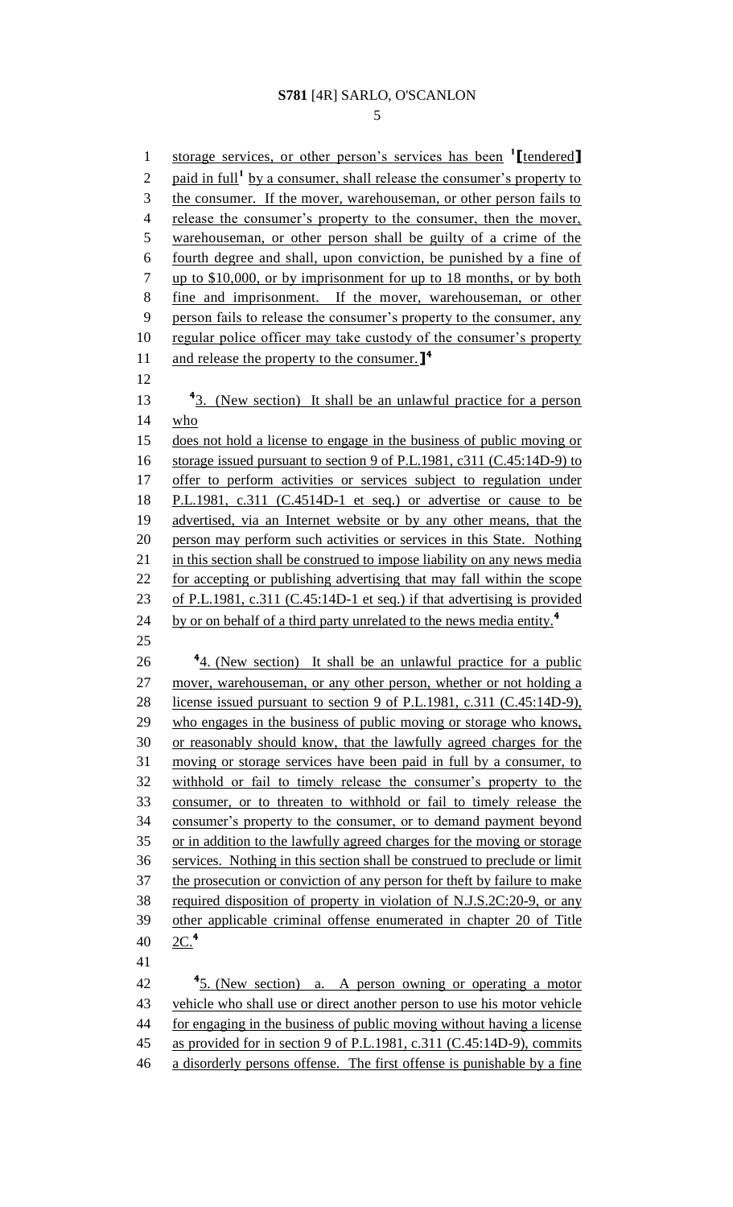storage services, or other person's services has been [1][tendered] paid in full[1] by a consumer, shall release the consumer's property to the consumer. If the mover, warehouseman, or other person fails to release the consumer's property to the consumer, then the mover, warehouseman, or other person shall be guilty of a crime of the fourth degree and shall, upon conviction, be punished by a fine of up to $10,000, or by imprisonment for up to 18 months, or by both fine and imprisonment. If the mover, warehouseman, or other person fails to release the consumer's property to the consumer, any regular police officer may take custody of the consumer's property and release the property to the consumer.][4]

[4]3. (New section) It shall be an unlawful practice for a person who
does not hold a license to engage in the business of public moving or storage issued pursuant to section 9 of P.L.1981, c311 (C.45:14D-9) to offer to perform activities or services subject to regulation under P.L.1981, c.311 (C.4514D-1 et seq.) or advertise or cause to be advertised, via an Internet website or by any other means, that the person may perform such activities or services in this State. Nothing in this section shall be construed to impose liability on any news media for accepting or publishing advertising that may fall within the scope of P.L.1981, c.311 (C.45:14D-1 et seq.) if that advertising is provided by or on behalf of a third party unrelated to the news media entity.[4]

[4]4. (New section) It shall be an unlawful practice for a public mover, warehouseman, or any other person, whether or not holding a license issued pursuant to section 9 of P.L.1981, c.311 (C.45:14D-9), who engages in the business of public moving or storage who knows, or reasonably should know, that the lawfully agreed charges for the moving or storage services have been paid in full by a consumer, to withhold or fail to timely release the consumer's property to the consumer, or to threaten to withhold or fail to timely release the consumer's property to the consumer, or to demand payment beyond or in addition to the lawfully agreed charges for the moving or storage services. Nothing in this section shall be construed to preclude or limit the prosecution or conviction of any person for theft by failure to make required disposition of property in violation of N.J.S.2C:20-9, or any other applicable criminal offense enumerated in chapter 20 of Title 2C.[4]

[4]5. (New section) a. A person owning or operating a motor vehicle who shall use or direct another person to use his motor vehicle for engaging in the business of public moving without having a license as provided for in section 9 of P.L.1981, c.311 (C.45:14D-9), commits a disorderly persons offense. The first offense is punishable by a fine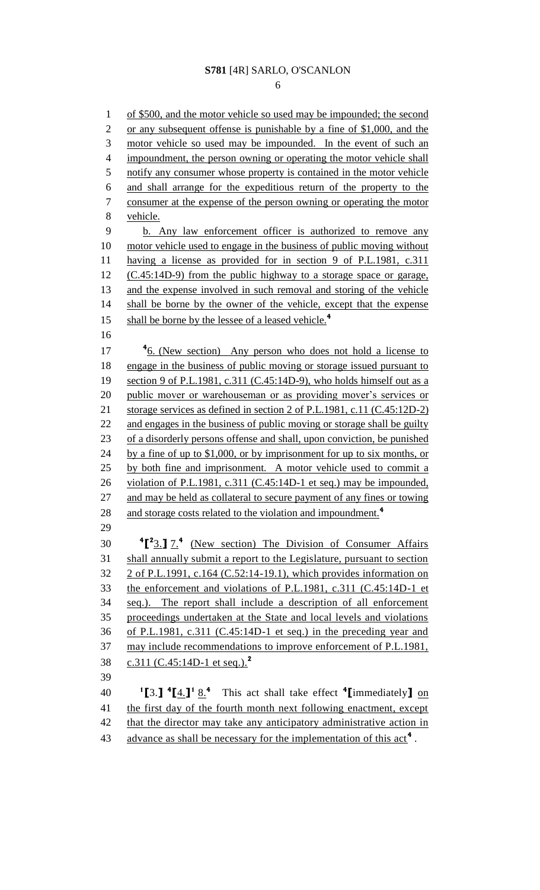of $500, and the motor vehicle so used may be impounded; the second or any subsequent offense is punishable by a fine of $1,000, and the motor vehicle so used may be impounded. In the event of such an impoundment, the person owning or operating the motor vehicle shall notify any consumer whose property is contained in the motor vehicle and shall arrange for the expeditious return of the property to the consumer at the expense of the person owning or operating the motor vehicle.

b. Any law enforcement officer is authorized to remove any motor vehicle used to engage in the business of public moving without having a license as provided for in section 9 of P.L.1981, c.311 (C.45:14D-9) from the public highway to a storage space or garage, and the expense involved in such removal and storing of the vehicle shall be borne by the owner of the vehicle, except that the expense shall be borne by the lessee of a leased vehicle.[4]

[4]6. (New section) Any person who does not hold a license to engage in the business of public moving or storage issued pursuant to section 9 of P.L.1981, c.311 (C.45:14D-9), who holds himself out as a public mover or warehouseman or as providing mover's services or storage services as defined in section 2 of P.L.1981, c.11 (C.45:12D-2) and engages in the business of public moving or storage shall be guilty of a disorderly persons offense and shall, upon conviction, be punished by a fine of up to $1,000, or by imprisonment for up to six months, or by both fine and imprisonment. A motor vehicle used to commit a violation of P.L.1981, c.311 (C.45:14D-1 et seq.) may be impounded, and may be held as collateral to secure payment of any fines or towing and storage costs related to the violation and impoundment.[4]

[4][[2]3.] 7.[4] (New section) The Division of Consumer Affairs shall annually submit a report to the Legislature, pursuant to section 2 of P.L.1991, c.164 (C.52:14-19.1), which provides information on the enforcement and violations of P.L.1981, c.311 (C.45:14D-1 et seq.). The report shall include a description of all enforcement proceedings undertaken at the State and local levels and violations of P.L.1981, c.311 (C.45:14D-1 et seq.) in the preceding year and may include recommendations to improve enforcement of P.L.1981, c.311 (C.45:14D-1 et seq.).[2]

[1][3.] [4][4.][1] 8.[4] This act shall take effect [4][immediately] on the first day of the fourth month next following enactment, except that the director may take any anticipatory administrative action in advance as shall be necessary for the implementation of this act[4].